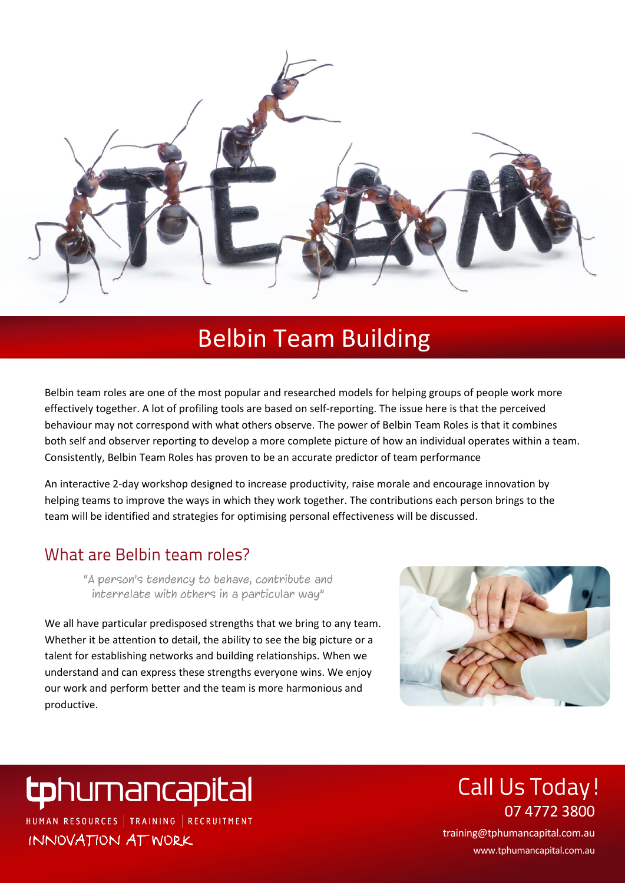# Belbin Team Building

Belbin team roles are one of the most popular and researched models for helping groups of people work more effectively together. A lot of profiling tools are based on self-reporting. The issue here is that the perceived behaviour may not correspond with what others observe. The power of Belbin Team Roles is that it combines both self and observer reporting to develop a more complete picture of how an individual operates within a team. Consistently, Belbin Team Roles has proven to be an accurate predictor of team performance

An interactive 2-day workshop designed to increase productivity, raise morale and encourage innovation by helping teams to improve the ways in which they work together. The contributions each person brings to the team will be identified and strategies for optimising personal effectiveness will be discussed.

## What are Belbin team roles?

*"A person's tendency to behave, contribute and interrelate with others in a particular way"*

We all have particular predisposed strengths that we bring to any team. Whether it be attention to detail, the ability to see the big picture or a talent for establishing networks and building relationships. When we understand and can express these strengths everyone wins. We enjoy our work and perform better and the team is more harmonious and productive.

**tphumancapital**

HUMAN RESOURCES | TRAINING | RECRUITMENT

INNOVATION AT WORK

## Call Us Today!

07 4772 3800

training@tphumancapital.com.au

www.tphumancapital.com.au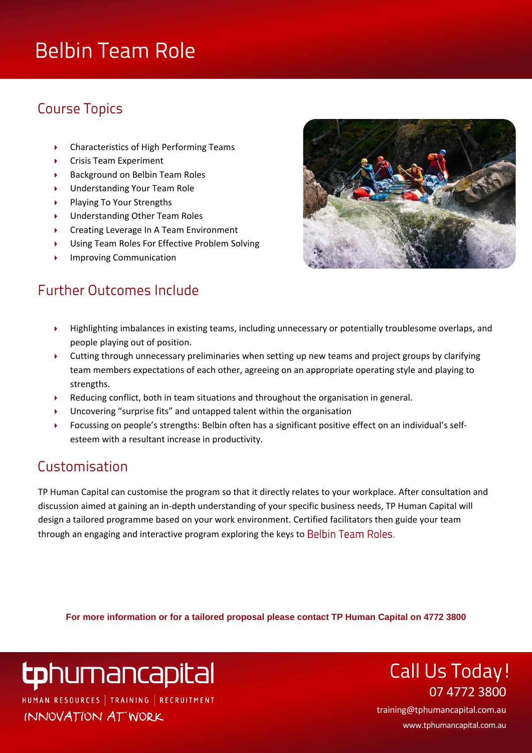# Belbin Team Role

## Course Topics

- Characteristics of High Performing Teams
- Crisis Team Experiment
- Background on Belbin Team Roles
- Understanding Your Team Role
- Playing To Your Strengths
- Understanding Other Team Roles
- Creating Leverage In A Team Environment
- Using Team Roles For Effective Problem Solving
- Improving Communication

## Further Outcomes Include

- Highlighting imbalances in existing teams, including unnecessary or potentially troublesome overlaps, and people playing out of position.
- Cutting through unnecessary preliminaries when setting up new teams and project groups by clarifying team members expectations of each other, agreeing on an appropriate operating style and playing to strengths.
- Reducing conflict, both in team situations and throughout the organisation in general.
- Uncovering "surprise fits" and untapped talent within the organisation
- Focussing on people's strengths: Belbin often has a significant positive effect on an individual's self-esteem with a resultant increase in productivity.

## Customisation

TP Human Capital can customise the program so that it directly relates to your workplace. After consultation and discussion aimed at gaining an in-depth understanding of your specific business needs, TP Human Capital will design a tailored programme based on your work environment. Certified facilitators then guide your team through an engaging and interactive program exploring the keys to Belbin Team Roles.

**For more information or for a tailored proposal please contact TP Human Capital on 4772 3800**

tphumancapital

HUMAN RESOURCES | TRAINING | RECRUITMENT

INNOVATION AT WORK

Call Us Today!
07 4772 3800

training@tphumancapital.com.au

www.tphumancapital.com.au